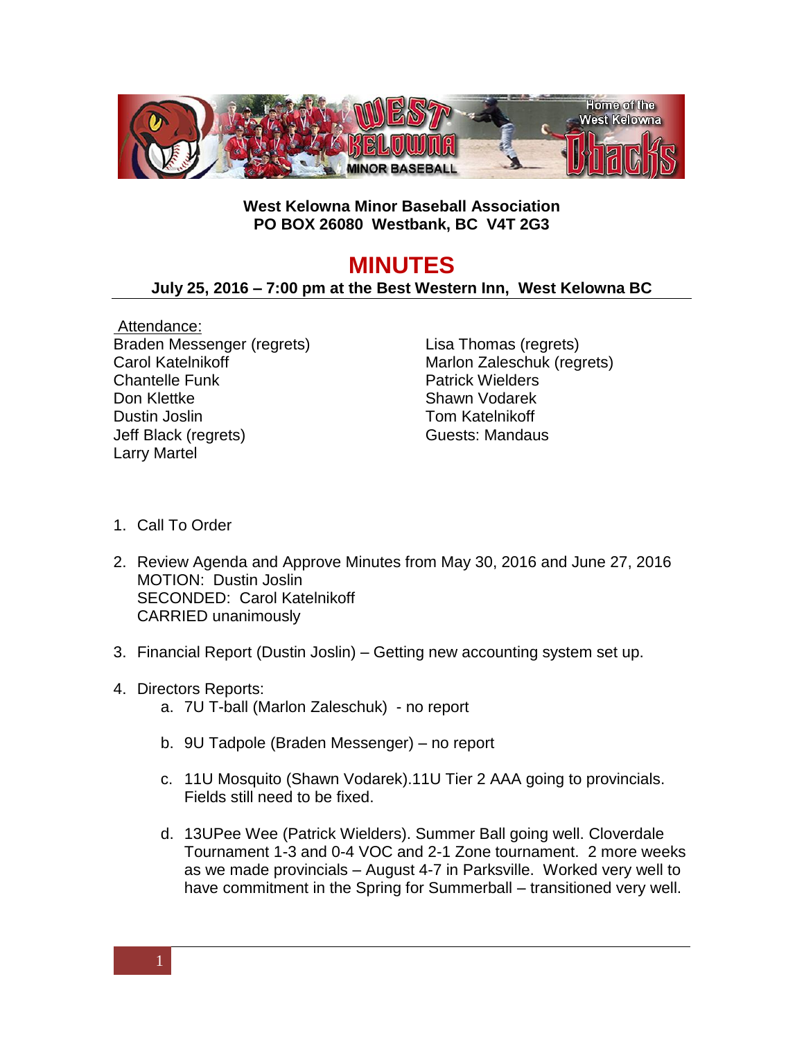**West Kelowna Minor Baseball Association**
**PO BOX 26080 Westbank, BC V4T 2G3**

# MINUTES

**July 25, 2016 – 7:00 pm at the Best Western Inn, West Kelowna BC**

Attendance:

Braden Messenger (regrets)
Carol Katelnikoff
Chantelle Funk
Don Klettke
Dustin Joslin
Jeff Black (regrets)
Larry Martel
Lisa Thomas (regrets)
Marlon Zaleschuk (regrets)
Patrick Wielders
Shawn Vodarek
Tom Katelnikoff
Guests: Mandaus

1. Call To Order

2. Review Agenda and Approve Minutes from May 30, 2016 and June 27, 2016
   MOTION: Dustin Joslin
   SECONDED: Carol Katelnikoff
   CARRIED unanimously

3. Financial Report (Dustin Joslin) – Getting new accounting system set up.

4. Directors Reports:
   a. 7U T-ball (Marlon Zaleschuk) - no report

   b. 9U Tadpole (Braden Messenger) – no report

   c. 11U Mosquito (Shawn Vodarek).11U Tier 2 AAA going to provincials. Fields still need to be fixed.

   d. 13UPee Wee (Patrick Wielders). Summer Ball going well. Cloverdale Tournament 1-3 and 0-4 VOC and 2-1 Zone tournament. 2 more weeks as we made provincials – August 4-7 in Parksville. Worked very well to have commitment in the Spring for Summerball – transitioned very well.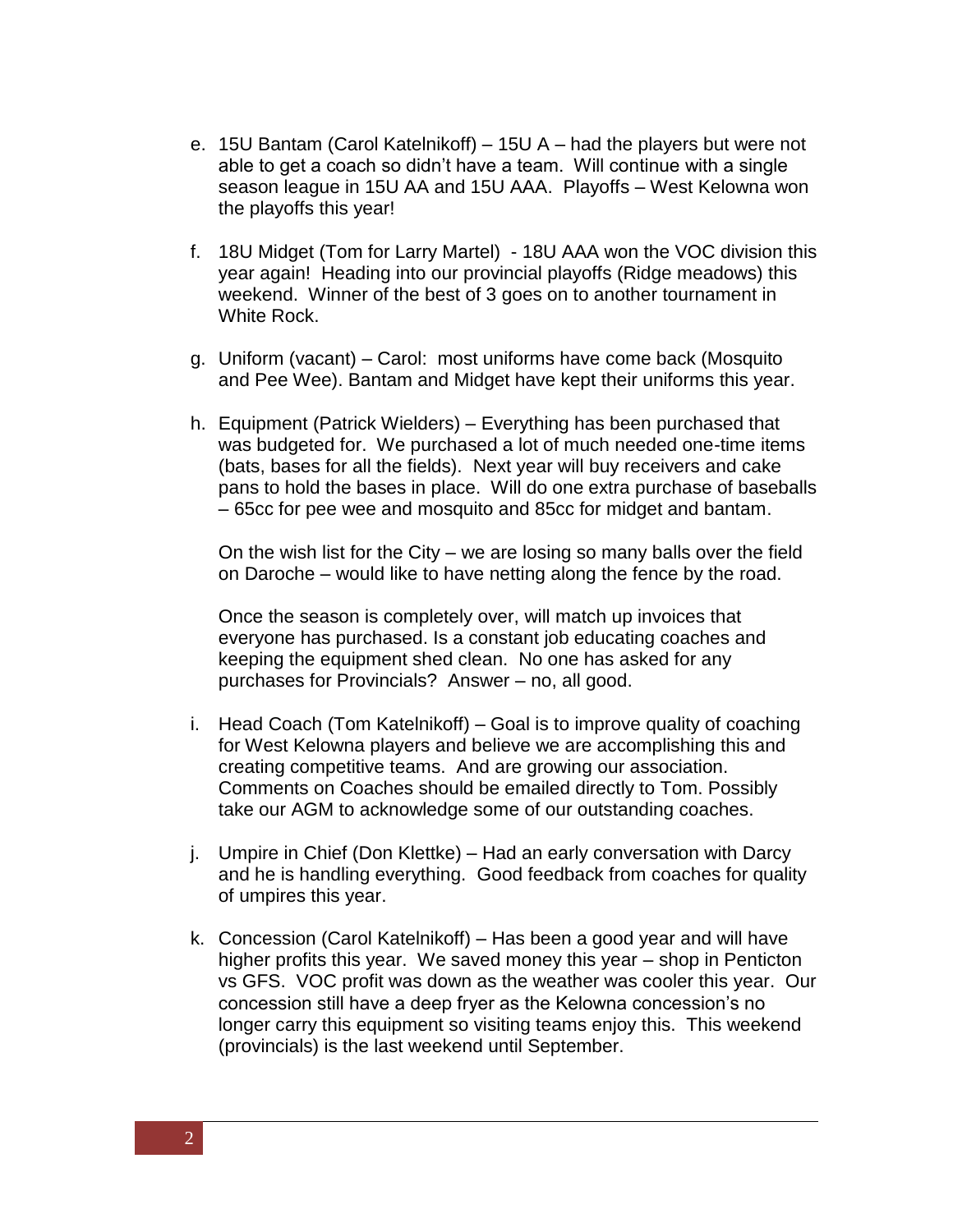e. 15U Bantam (Carol Katelnikoff) – 15U A – had the players but were not able to get a coach so didn't have a team. Will continue with a single season league in 15U AA and 15U AAA. Playoffs – West Kelowna won the playoffs this year!

f. 18U Midget (Tom for Larry Martel) - 18U AAA won the VOC division this year again! Heading into our provincial playoffs (Ridge meadows) this weekend. Winner of the best of 3 goes on to another tournament in White Rock.

g. Uniform (vacant) – Carol: most uniforms have come back (Mosquito and Pee Wee). Bantam and Midget have kept their uniforms this year.

h. Equipment (Patrick Wielders) – Everything has been purchased that was budgeted for. We purchased a lot of much needed one-time items (bats, bases for all the fields). Next year will buy receivers and cake pans to hold the bases in place. Will do one extra purchase of baseballs – 65cc for pee wee and mosquito and 85cc for midget and bantam.

   On the wish list for the City – we are losing so many balls over the field on Daroche – would like to have netting along the fence by the road.

   Once the season is completely over, will match up invoices that everyone has purchased. Is a constant job educating coaches and keeping the equipment shed clean. No one has asked for any purchases for Provincials? Answer – no, all good.

i. Head Coach (Tom Katelnikoff) – Goal is to improve quality of coaching for West Kelowna players and believe we are accomplishing this and creating competitive teams. And are growing our association. Comments on Coaches should be emailed directly to Tom. Possibly take our AGM to acknowledge some of our outstanding coaches.

j. Umpire in Chief (Don Klettke) – Had an early conversation with Darcy and he is handling everything. Good feedback from coaches for quality of umpires this year.

k. Concession (Carol Katelnikoff) – Has been a good year and will have higher profits this year. We saved money this year – shop in Penticton vs GFS. VOC profit was down as the weather was cooler this year. Our concession still have a deep fryer as the Kelowna concession's no longer carry this equipment so visiting teams enjoy this. This weekend (provincials) is the last weekend until September.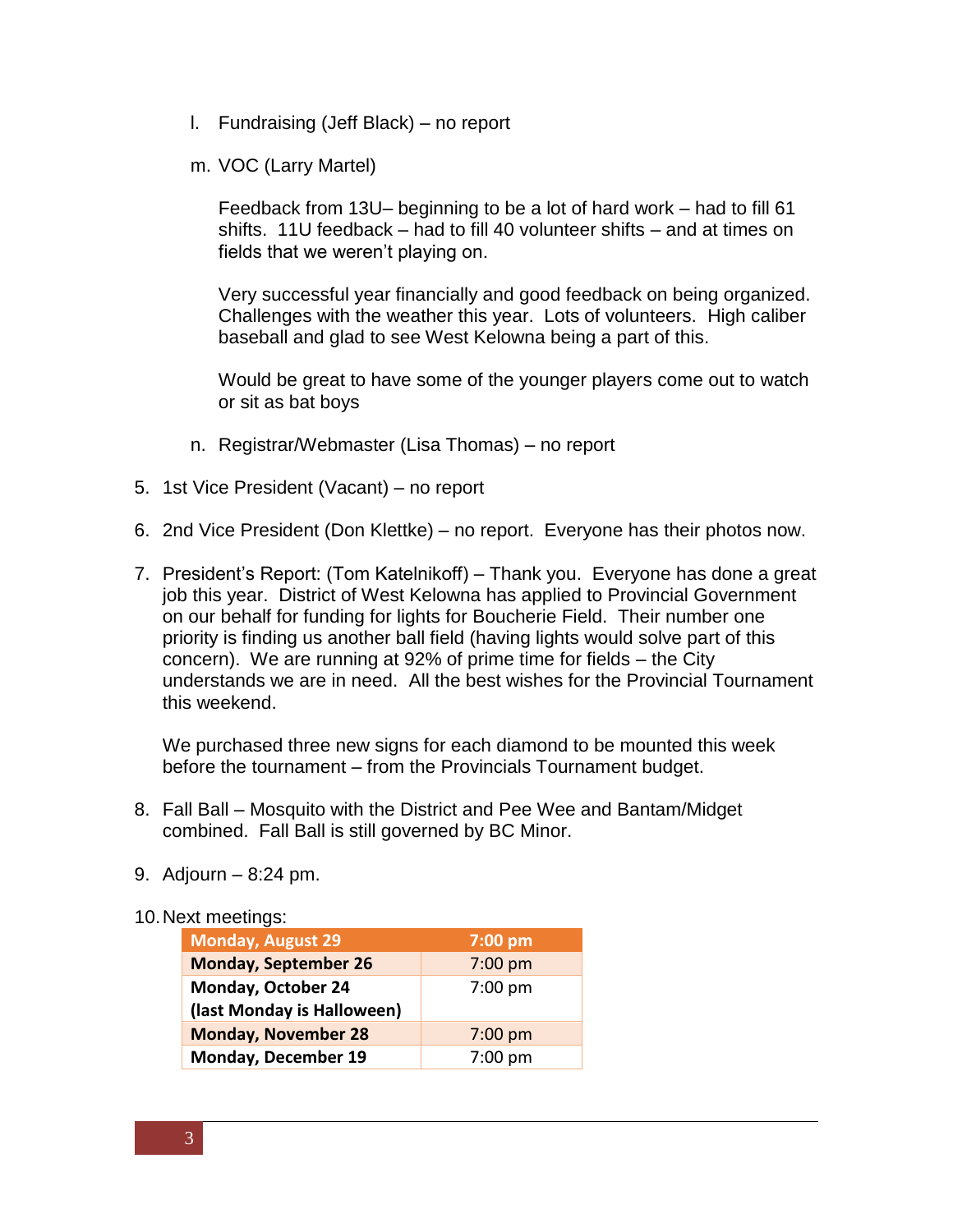l. Fundraising (Jeff Black) – no report

m. VOC (Larry Martel)

   Feedback from 13U– beginning to be a lot of hard work – had to fill 61 shifts. 11U feedback – had to fill 40 volunteer shifts – and at times on fields that we weren't playing on.

   Very successful year financially and good feedback on being organized. Challenges with the weather this year. Lots of volunteers. High caliber baseball and glad to see West Kelowna being a part of this.

   Would be great to have some of the younger players come out to watch or sit as bat boys

n. Registrar/Webmaster (Lisa Thomas) – no report

5. 1st Vice President (Vacant) – no report

6. 2nd Vice President (Don Klettke) – no report. Everyone has their photos now.

7. President's Report: (Tom Katelnikoff) – Thank you. Everyone has done a great job this year. District of West Kelowna has applied to Provincial Government on our behalf for funding for lights for Boucherie Field. Their number one priority is finding us another ball field (having lights would solve part of this concern). We are running at 92% of prime time for fields – the City understands we are in need. All the best wishes for the Provincial Tournament this weekend.

   We purchased three new signs for each diamond to be mounted this week before the tournament – from the Provincials Tournament budget.

8. Fall Ball – Mosquito with the District and Pee Wee and Bantam/Midget combined. Fall Ball is still governed by BC Minor.

9. Adjourn – 8:24 pm.

10. Next meetings:

| **Monday, August 29** | **7:00 pm** |
|---|---|
| **Monday, September 26** | 7:00 pm |
| **Monday, October 24 (last Monday is Halloween)** | 7:00 pm |
| **Monday, November 28** | 7:00 pm |
| **Monday, December 19** | 7:00 pm |